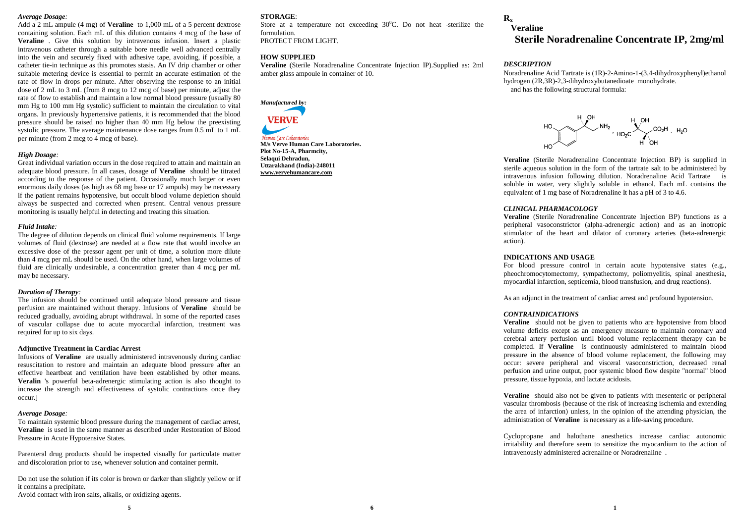### *Average Dosage:*

Add a 2 mL ampule (4 mg) of **Veraline** to 1,000 mL of a 5 percent dextrose containing solution. Each mL of this dilution contains 4 mcg of the base of **Veraline** . Give this solution by intravenous infusion. Insert a plastic intravenous catheter through a suitable bore needle well advanced centrally into the vein and securely fixed with adhesive tape, avoiding, if possible, a catheter tie-in technique as this promotes stasis. An IV drip chamber or other suitable metering device is essential to permit an accurate estimation of the rate of flow in drops per minute. After observing the response to an initial dose of 2 mL to 3 mL (from 8 mcg to 12 mcg of base) per minute, adjust the rate of flow to establish and maintain a low normal blood pressure (usually 80 mm Hg to 100 mm Hg systolic) sufficient to maintain the circulation to vital organs. In previously hypertensive patients, it is recommended that the blood pressure should be raised no higher than 40 mm Hg below the preexisting systolic pressure. The average maintenance dose ranges from 0.5 mL to 1 mL per minute (from 2 mcg to 4 mcg of base).

### *High Dosage:*

Great individual variation occurs in the dose required to attain and maintain an adequate blood pressure. In all cases, dosage of **Veraline** should be titrated according to the response of the patient. Occasionally much larger or even enormous daily doses (as high as 68 mg base or 17 ampuls) may be necessary if the patient remains hypotensive, but occult blood volume depletion should always be suspected and corrected when present. Central venous pressure monitoring is usually helpful in detecting and treating this situation.

### *Fluid Intake:*

The degree of dilution depends on clinical fluid volume requirements. If large volumes of fluid (dextrose) are needed at a flow rate that would involve an excessive dose of the pressor agent per unit of time, a solution more dilute than 4 mcg per mL should be used. On the other hand, when large volumes of fluid are clinically undesirable, a concentration greater than 4 mcg per mL may be necessary.

### *Duration of Therapy:*

The infusion should be continued until adequate blood pressure and tissue perfusion are maintained without therapy. Infusions of **Veraline** should be reduced gradually, avoiding abrupt withdrawal. In some of the reported cases of vascular collapse due to acute myocardial infarction, treatment was required for up to six days.

### **Adjunctive Treatment in Cardiac Arrest**

Infusions of **Veraline** are usually administered intravenously during cardiac resuscitation to restore and maintain an adequate blood pressure after an effective heartbeat and ventilation have been established by other means. **Veralin** 's powerful beta-adrenergic stimulating action is also thought to increase the strength and effectiveness of systolic contractions once they occur.]

### *Average Dosage:*

To maintain systemic blood pressure during the management of cardiac arrest, **Veraline** is used in the same manner as described under Restoration of Blood Pressure in Acute Hypotensive States.

Parenteral drug products should be inspected visually for particulate matter and discoloration prior to use, whenever solution and container permit.

Do not use the solution if its color is brown or darker than slightly yellow or if it contains a precipitate.

Avoid contact with iron salts, alkalis, or oxidizing agents.

### **STORAGE**:

Store at a temperature not exceeding 30$^{0}$C. Do not heat -sterilize the formulation.

PROTECT FROM LIGHT.

### **HOW SUPPLIED**

**Veraline** (Sterile Noradrenaline Concentrate Injection IP).Supplied as: 2ml amber glass ampoule in container of 10.

*Manufactured by:*

**VERVE**

*Human Care Laboratories*

**M/s Verve Human Care Laboratories.**
**Plot No-15-A, Pharmcity,**
**Selaqui Dehradun,**
**Uttarakhand (India)-248011**
**www.vervehumancare.com**

**Rx**

# Veraline
# Sterile Noradrenaline Concentrate IP, 2mg/ml

### *DESCRIPTION*

Noradrenaline Acid Tartrate is (1R)-2-Amino-1-(3,4-dihydroxyphenyl)ethanol hydrogen (2R,3R)-2,3-dihydroxybutanedioate monohydrate.
and has the following structural formula:

**Veraline** (Sterile Noradrenaline Concentrate Injection BP) is supplied in sterile aqueous solution in the form of the tartrate salt to be administered by intravenous infusion following dilution. Noradrenaline Acid Tartrate is soluble in water, very slightly soluble in ethanol. Each mL contains the equivalent of 1 mg base of Noradrenaline It has a pH of 3 to 4.6.

### *CLINICAL PHARMACOLOGY*

**Veraline** (Sterile Noradrenaline Concentrate Injection BP) functions as a peripheral vasoconstrictor (alpha-adrenergic action) and as an inotropic stimulator of the heart and dilator of coronary arteries (beta-adrenergic action).

### **INDICATIONS AND USAGE**

For blood pressure control in certain acute hypotensive states (e.g., pheochromocytomectomy, sympathectomy, poliomyelitis, spinal anesthesia, myocardial infarction, septicemia, blood transfusion, and drug reactions).

As an adjunct in the treatment of cardiac arrest and profound hypotension.

### *CONTRAINDICATIONS*

**Veraline** should not be given to patients who are hypotensive from blood volume deficits except as an emergency measure to maintain coronary and cerebral artery perfusion until blood volume replacement therapy can be completed. If **Veraline** is continuously administered to maintain blood pressure in the absence of blood volume replacement, the following may occur: severe peripheral and visceral vasoconstriction, decreased renal perfusion and urine output, poor systemic blood flow despite "normal" blood pressure, tissue hypoxia, and lactate acidosis.

**Veraline** should also not be given to patients with mesenteric or peripheral vascular thrombosis (because of the risk of increasing ischemia and extending the area of infarction) unless, in the opinion of the attending physician, the administration of **Veraline** is necessary as a life-saving procedure.

Cyclopropane and halothane anesthetics increase cardiac autonomic irritability and therefore seem to sensitize the myocardium to the action of intravenously administered adrenaline or Noradrenaline .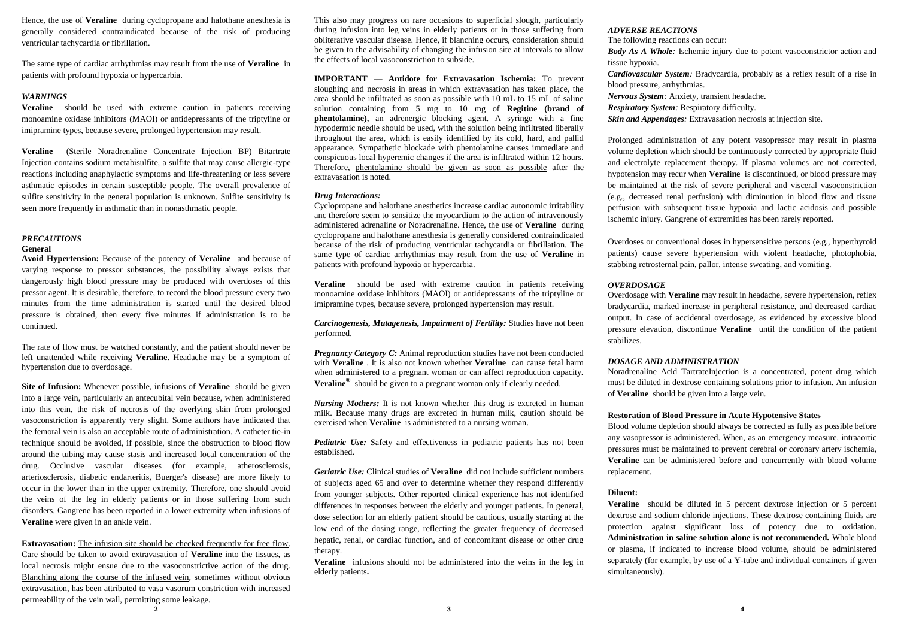Hence, the use of **Veraline** during cyclopropane and halothane anesthesia is generally considered contraindicated because of the risk of producing ventricular tachycardia or fibrillation.

The same type of cardiac arrhythmias may result from the use of **Veraline** in patients with profound hypoxia or hypercarbia.

### *WARNINGS*

**Veraline** should be used with extreme caution in patients receiving monoamine oxidase inhibitors (MAOI) or antidepressants of the triptyline or imipramine types, because severe, prolonged hypertension may result.

**Veraline** (Sterile Noradrenaline Concentrate Injection BP) Bitartrate Injection contains sodium metabisulfite, a sulfite that may cause allergic-type reactions including anaphylactic symptoms and life-threatening or less severe asthmatic episodes in certain susceptible people. The overall prevalence of sulfite sensitivity in the general population is unknown. Sulfite sensitivity is seen more frequently in asthmatic than in nonasthmatic people.

### *PRECAUTIONS*

**General**

**Avoid Hypertension:** Because of the potency of **Veraline** and because of varying response to pressor substances, the possibility always exists that dangerously high blood pressure may be produced with overdoses of this pressor agent. It is desirable, therefore, to record the blood pressure every two minutes from the time administration is started until the desired blood pressure is obtained, then every five minutes if administration is to be continued.

The rate of flow must be watched constantly, and the patient should never be left unattended while receiving **Veraline**. Headache may be a symptom of hypertension due to overdosage.

**Site of Infusion:** Whenever possible, infusions of **Veraline** should be given into a large vein, particularly an antecubital vein because, when administered into this vein, the risk of necrosis of the overlying skin from prolonged vasoconstriction is apparently very slight. Some authors have indicated that the femoral vein is also an acceptable route of administration. A catheter tie-in technique should be avoided, if possible, since the obstruction to blood flow around the tubing may cause stasis and increased local concentration of the drug. Occlusive vascular diseases (for example, atherosclerosis, arteriosclerosis, diabetic endarteritis, Buerger's disease) are more likely to occur in the lower than in the upper extremity. Therefore, one should avoid the veins of the leg in elderly patients or in those suffering from such disorders. Gangrene has been reported in a lower extremity when infusions of **Veraline** were given in an ankle vein.

**Extravasation:** The infusion site should be checked frequently for free flow. Care should be taken to avoid extravasation of **Veraline** into the tissues, as local necrosis might ensue due to the vasoconstrictive action of the drug. Blanching along the course of the infused vein, sometimes without obvious extravasation, has been attributed to vasa vasorum constriction with increased permeability of the vein wall, permitting some leakage. This also may progress on rare occasions to superficial slough, particularly during infusion into leg veins in elderly patients or in those suffering from obliterative vascular disease. Hence, if blanching occurs, consideration should be given to the advisability of changing the infusion site at intervals to allow the effects of local vasoconstriction to subside.

**IMPORTANT** — **Antidote for Extravasation Ischemia:** To prevent sloughing and necrosis in areas in which extravasation has taken place, the area should be infiltrated as soon as possible with 10 mL to 15 mL of saline solution containing from 5 mg to 10 mg of **Regitine (brand of phentolamine),** an adrenergic blocking agent. A syringe with a fine hypodermic needle should be used, with the solution being infiltrated liberally throughout the area, which is easily identified by its cold, hard, and pallid appearance. Sympathetic blockade with phentolamine causes immediate and conspicuous local hyperemic changes if the area is infiltrated within 12 hours. Therefore, phentolamine should be given as soon as possible after the extravasation is noted.

#### *Drug Interactions:*

Cyclopropane and halothane anesthetics increase cardiac autonomic irritability anc therefore seem to sensitize the myocardium to the action of intravenously administered adrenaline or Noradrenaline. Hence, the use of **Veraline** during cyclopropane and halothane anesthesia is generally considered contraindicated because of the risk of producing ventricular tachycardia or fibrillation. The same type of cardiac arrhythmias may result from the use of **Veraline** in patients with profound hypoxia or hypercarbia.

**Veraline** should be used with extreme caution in patients receiving monoamine oxidase inhibitors (MAOI) or antidepressants of the triptyline or imipramine types, because severe, prolonged hypertension may result.

***Carcinogenesis, Mutagenesis, Impairment of Fertility:*** Studies have not been performed.

***Pregnancy Category C:*** Animal reproduction studies have not been conducted with **Veraline** . It is also not known whether **Veraline** can cause fetal harm when administered to a pregnant woman or can affect reproduction capacity. **Veraline®** should be given to a pregnant woman only if clearly needed.

***Nursing Mothers:*** It is not known whether this drug is excreted in human milk. Because many drugs are excreted in human milk, caution should be exercised when **Veraline** is administered to a nursing woman.

***Pediatric Use:*** Safety and effectiveness in pediatric patients has not been established.

***Geriatric Use:*** Clinical studies of **Veraline** did not include sufficient numbers of subjects aged 65 and over to determine whether they respond differently from younger subjects. Other reported clinical experience has not identified differences in responses between the elderly and younger patients. In general, dose selection for an elderly patient should be cautious, usually starting at the low end of the dosing range, reflecting the greater frequency of decreased hepatic, renal, or cardiac function, and of concomitant disease or other drug therapy.

**Veraline** infusions should not be administered into the veins in the leg in elderly patients**.**

### *ADVERSE REACTIONS*

The following reactions can occur:

***Body As A Whole:*** Ischemic injury due to potent vasoconstrictor action and tissue hypoxia.

***Cardiovascular System:*** Bradycardia, probably as a reflex result of a rise in blood pressure, arrhythmias.

***Nervous System:*** Anxiety, transient headache.

***Respiratory System:*** Respiratory difficulty.

***Skin and Appendages:*** Extravasation necrosis at injection site.

Prolonged administration of any potent vasopressor may result in plasma volume depletion which should be continuously corrected by appropriate fluid and electrolyte replacement therapy. If plasma volumes are not corrected, hypotension may recur when **Veraline** is discontinued, or blood pressure may be maintained at the risk of severe peripheral and visceral vasoconstriction (e.g., decreased renal perfusion) with diminution in blood flow and tissue perfusion with subsequent tissue hypoxia and lactic acidosis and possible ischemic injury. Gangrene of extremities has been rarely reported.

Overdoses or conventional doses in hypersensitive persons (e.g., hyperthyroid patients) cause severe hypertension with violent headache, photophobia, stabbing retrosternal pain, pallor, intense sweating, and vomiting.

### *OVERDOSAGE*

Overdosage with **Veraline** may result in headache, severe hypertension, reflex bradycardia, marked increase in peripheral resistance, and decreased cardiac output. In case of accidental overdosage, as evidenced by excessive blood pressure elevation, discontinue **Veraline** until the condition of the patient stabilizes.

### *DOSAGE AND ADMINISTRATION*

Noradrenaline Acid TartrateInjection is a concentrated, potent drug which must be diluted in dextrose containing solutions prior to infusion. An infusion of **Veraline** should be given into a large vein.

**Restoration of Blood Pressure in Acute Hypotensive States**

Blood volume depletion should always be corrected as fully as possible before any vasopressor is administered. When, as an emergency measure, intraaortic pressures must be maintained to prevent cerebral or coronary artery ischemia, **Veraline** can be administered before and concurrently with blood volume replacement.

**Diluent:**

**Veraline** should be diluted in 5 percent dextrose injection or 5 percent dextrose and sodium chloride injections. These dextrose containing fluids are protection against significant loss of potency due to oxidation. **Administration in saline solution alone is not recommended.** Whole blood or plasma, if indicated to increase blood volume, should be administered separately (for example, by use of a Y-tube and individual containers if given simultaneously).